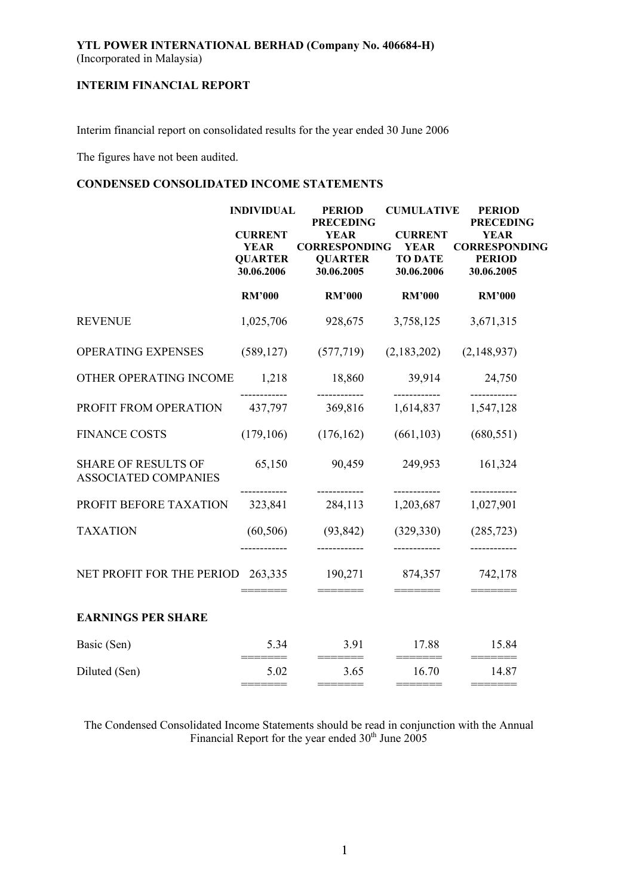**YTL POWER INTERNATIONAL BERHAD (Company No. 406684-H)**
(Incorporated in Malaysia)

**INTERIM FINANCIAL REPORT**

Interim financial report on consolidated results for the year ended 30 June 2006

The figures have not been audited.

**CONDENSED CONSOLIDATED INCOME STATEMENTS**

| | INDIVIDUAL | PERIOD | CUMULATIVE | PERIOD |
|---|---|---|---|---|
| | CURRENT YEAR QUARTER 30.06.2006 | PRECEDING YEAR CORRESPONDING QUARTER 30.06.2005 | CURRENT YEAR TO DATE 30.06.2006 | PRECEDING YEAR CORRESPONDING PERIOD 30.06.2005 |
| | RM'000 | RM'000 | RM'000 | RM'000 |
| REVENUE | 1,025,706 | 928,675 | 3,758,125 | 3,671,315 |
| OPERATING EXPENSES | (589,127) | (577,719) | (2,183,202) | (2,148,937) |
| OTHER OPERATING INCOME | 1,218 | 18,860 | 39,914 | 24,750 |
| PROFIT FROM OPERATION | 437,797 | 369,816 | 1,614,837 | 1,547,128 |
| FINANCE COSTS | (179,106) | (176,162) | (661,103) | (680,551) |
| SHARE OF RESULTS OF ASSOCIATED COMPANIES | 65,150 | 90,459 | 249,953 | 161,324 |
| PROFIT BEFORE TAXATION | 323,841 | 284,113 | 1,203,687 | 1,027,901 |
| TAXATION | (60,506) | (93,842) | (329,330) | (285,723) |
| NET PROFIT FOR THE PERIOD | 263,335 | 190,271 | 874,357 | 742,178 |
| **EARNINGS PER SHARE** | | | | |
| Basic (Sen) | 5.34 | 3.91 | 17.88 | 15.84 |
| Diluted (Sen) | 5.02 | 3.65 | 16.70 | 14.87 |

The Condensed Consolidated Income Statements should be read in conjunction with the Annual Financial Report for the year ended 30th June 2005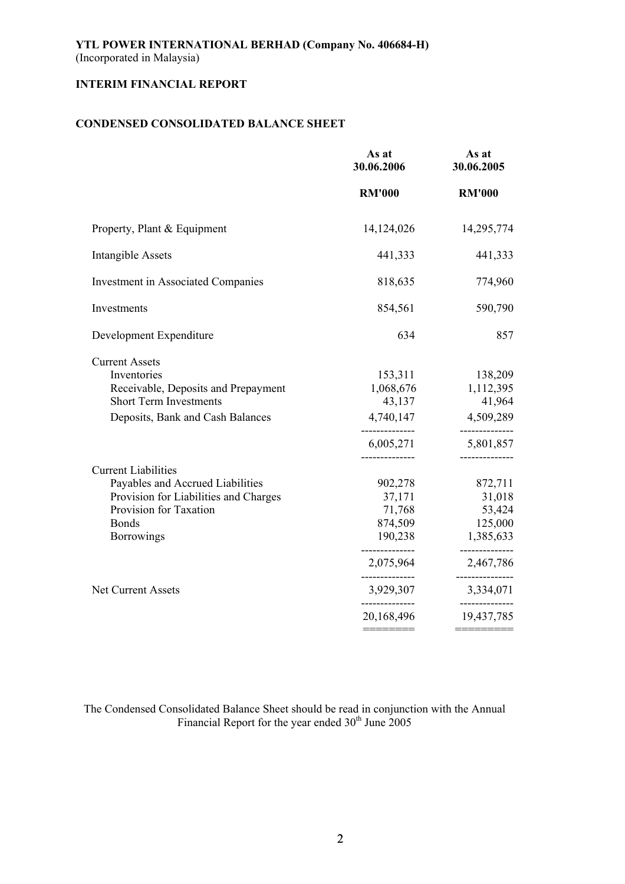**YTL POWER INTERNATIONAL BERHAD (Company No. 406684-H)**
(Incorporated in Malaysia)

**INTERIM FINANCIAL REPORT**

**CONDENSED CONSOLIDATED BALANCE SHEET**

| | As at 30.06.2006 | As at 30.06.2005 |
|---|---|---|
| | RM'000 | RM'000 |
| Property, Plant & Equipment | 14,124,026 | 14,295,774 |
| Intangible Assets | 441,333 | 441,333 |
| Investment in Associated Companies | 818,635 | 774,960 |
| Investments | 854,561 | 590,790 |
| Development Expenditure | 634 | 857 |
| Current Assets | | |
| Inventories | 153,311 | 138,209 |
| Receivable, Deposits and Prepayment | 1,068,676 | 1,112,395 |
| Short Term Investments | 43,137 | 41,964 |
| Deposits, Bank and Cash Balances | 4,740,147 | 4,509,289 |
| | 6,005,271 | 5,801,857 |
| Current Liabilities | | |
| Payables and Accrued Liabilities | 902,278 | 872,711 |
| Provision for Liabilities and Charges | 37,171 | 31,018 |
| Provision for Taxation | 71,768 | 53,424 |
| Bonds | 874,509 | 125,000 |
| Borrowings | 190,238 | 1,385,633 |
| | 2,075,964 | 2,467,786 |
| Net Current Assets | 3,929,307 | 3,334,071 |
| | 20,168,496 | 19,437,785 |

The Condensed Consolidated Balance Sheet should be read in conjunction with the Annual Financial Report for the year ended 30th June 2005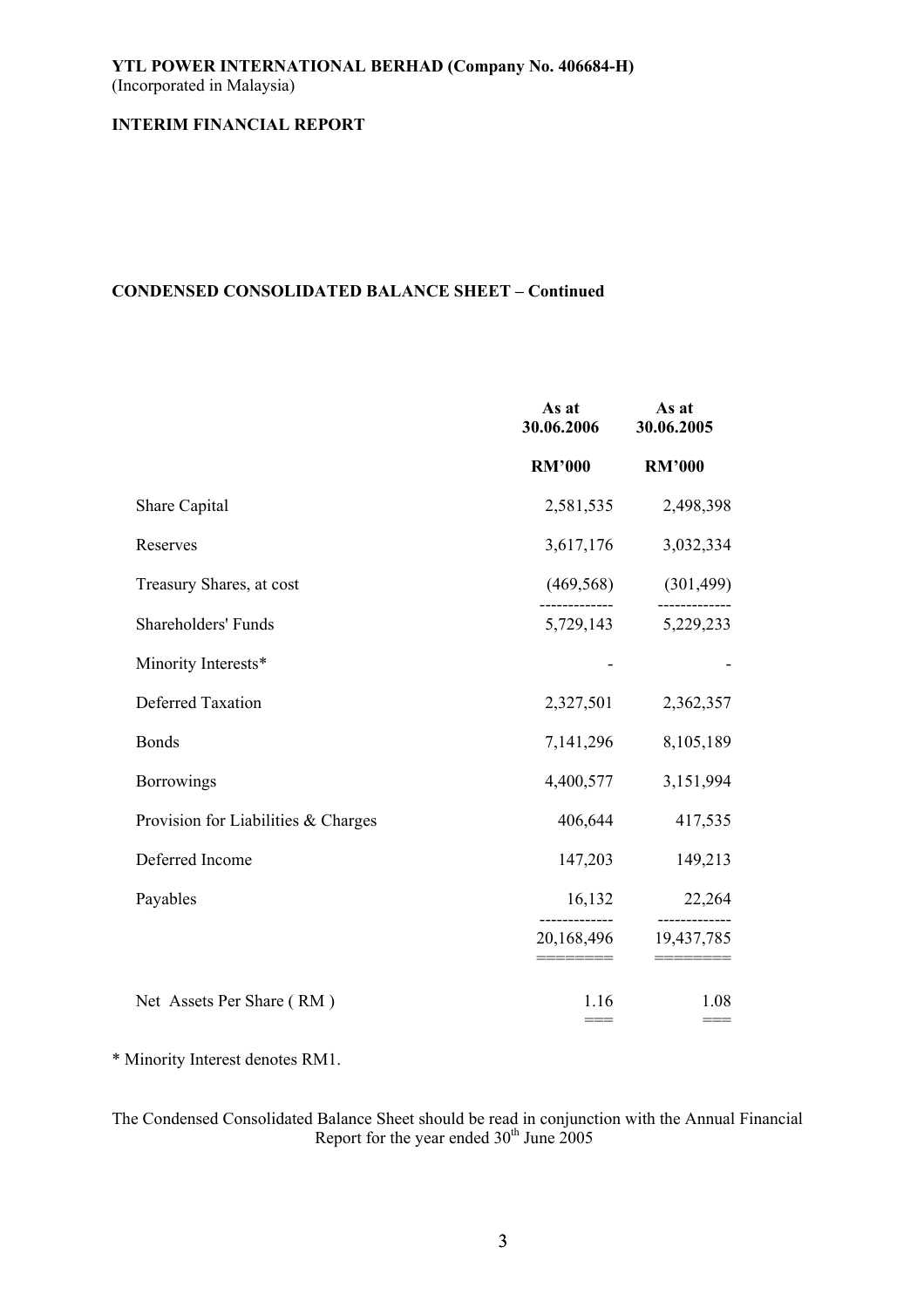**YTL POWER INTERNATIONAL BERHAD (Company No. 406684-H)**
(Incorporated in Malaysia)

**INTERIM FINANCIAL REPORT**

## CONDENSED CONSOLIDATED BALANCE SHEET – Continued

| | As at 30.06.2006 | As at 30.06.2005 |
|---|---|---|
| | RM'000 | RM'000 |
| Share Capital | 2,581,535 | 2,498,398 |
| Reserves | 3,617,176 | 3,032,334 |
| Treasury Shares, at cost | (469,568) | (301,499) |
| Shareholders' Funds | 5,729,143 | 5,229,233 |
| Minority Interests* | - | - |
| Deferred Taxation | 2,327,501 | 2,362,357 |
| Bonds | 7,141,296 | 8,105,189 |
| Borrowings | 4,400,577 | 3,151,994 |
| Provision for Liabilities & Charges | 406,644 | 417,535 |
| Deferred Income | 147,203 | 149,213 |
| Payables | 16,132 | 22,264 |
| | 20,168,496 | 19,437,785 |
| Net Assets Per Share ( RM ) | 1.16 | 1.08 |

* Minority Interest denotes RM1.

The Condensed Consolidated Balance Sheet should be read in conjunction with the Annual Financial Report for the year ended 30th June 2005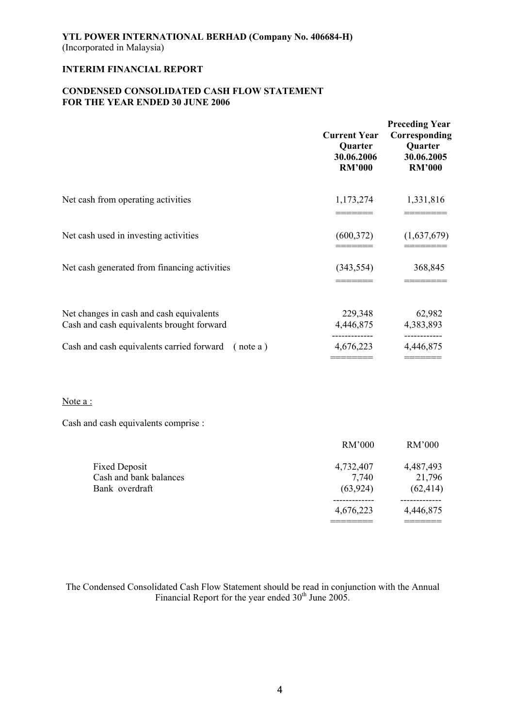**YTL POWER INTERNATIONAL BERHAD (Company No. 406684-H)**
(Incorporated in Malaysia)

**INTERIM FINANCIAL REPORT**

**CONDENSED CONSOLIDATED CASH FLOW STATEMENT**
**FOR THE YEAR ENDED 30 JUNE 2006**

| | Current Year Quarter 30.06.2006 RM'000 | Preceding Year Corresponding Quarter 30.06.2005 RM'000 |
|---|---|---|
| Net cash from operating activities | 1,173,274 | 1,331,816 |
| Net cash used in investing activities | (600,372) | (1,637,679) |
| Net cash generated from financing activities | (343,554) | 368,845 |
| Net changes in cash and cash equivalents | 229,348 | 62,982 |
| Cash and cash equivalents brought forward | 4,446,875 | 4,383,893 |
| Cash and cash equivalents carried forward ( note a ) | 4,676,223 | 4,446,875 |

Note a :

Cash and cash equivalents comprise :

| | RM'000 | RM'000 |
|---|---|---|
| Fixed Deposit | 4,732,407 | 4,487,493 |
| Cash and bank balances | 7,740 | 21,796 |
| Bank overdraft | (63,924) | (62,414) |
| | 4,676,223 | 4,446,875 |

The Condensed Consolidated Cash Flow Statement should be read in conjunction with the Annual Financial Report for the year ended 30th June 2005.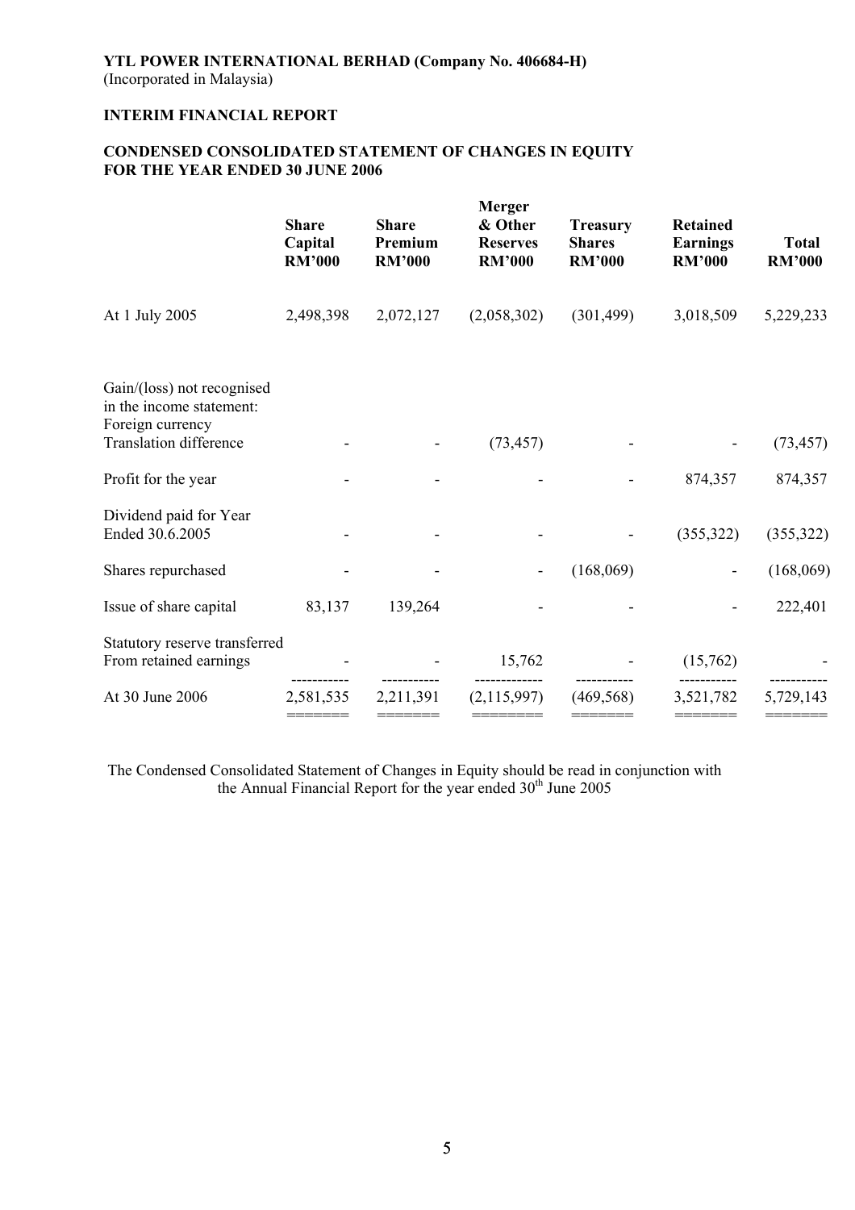**YTL POWER INTERNATIONAL BERHAD (Company No. 406684-H)**
(Incorporated in Malaysia)

**INTERIM FINANCIAL REPORT**

**CONDENSED CONSOLIDATED STATEMENT OF CHANGES IN EQUITY FOR THE YEAR ENDED 30 JUNE 2006**

| | Share Capital RM'000 | Share Premium RM'000 | Merger & Other Reserves RM'000 | Treasury Shares RM'000 | Retained Earnings RM'000 | Total RM'000 |
|---|---|---|---|---|---|---|
| At 1 July 2005 | 2,498,398 | 2,072,127 | (2,058,302) | (301,499) | 3,018,509 | 5,229,233 |
| Gain/(loss) not recognised in the income statement: Foreign currency Translation difference | - | - | (73,457) | - | - | (73,457) |
| Profit for the year | - | - | - | - | 874,357 | 874,357 |
| Dividend paid for Year Ended 30.6.2005 | - | - | - | - | (355,322) | (355,322) |
| Shares repurchased | - | - | - | (168,069) | - | (168,069) |
| Issue of share capital | 83,137 | 139,264 | - | - | - | 222,401 |
| Statutory reserve transferred From retained earnings | - | - | 15,762 | - | (15,762) | - |
| At 30 June 2006 | 2,581,535 | 2,211,391 | (2,115,997) | (469,568) | 3,521,782 | 5,729,143 |

The Condensed Consolidated Statement of Changes in Equity should be read in conjunction with the Annual Financial Report for the year ended 30th June 2005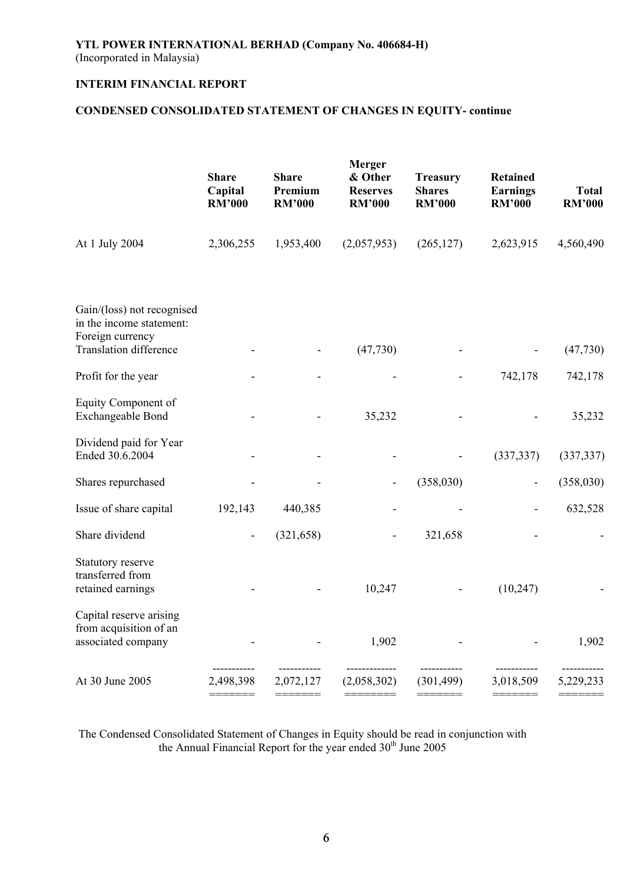**YTL POWER INTERNATIONAL BERHAD (Company No. 406684-H)**
(Incorporated in Malaysia)

**INTERIM FINANCIAL REPORT**

**CONDENSED CONSOLIDATED STATEMENT OF CHANGES IN EQUITY- continue**

| | Share Capital RM'000 | Share Premium RM'000 | Merger & Other Reserves RM'000 | Treasury Shares RM'000 | Retained Earnings RM'000 | Total RM'000 |
|---|---|---|---|---|---|---|
| At 1 July 2004 | 2,306,255 | 1,953,400 | (2,057,953) | (265,127) | 2,623,915 | 4,560,490 |
| Gain/(loss) not recognised in the income statement: Foreign currency Translation difference | - | - | (47,730) | - | - | (47,730) |
| Profit for the year | - | - | - | - | 742,178 | 742,178 |
| Equity Component of Exchangeable Bond | - | - | 35,232 | - | - | 35,232 |
| Dividend paid for Year Ended 30.6.2004 | - | - | - | - | (337,337) | (337,337) |
| Shares repurchased | - | - | - | (358,030) | - | (358,030) |
| Issue of share capital | 192,143 | 440,385 | - | - | - | 632,528 |
| Share dividend | - | (321,658) | - | 321,658 | - | - |
| Statutory reserve transferred from retained earnings | - | - | 10,247 | - | (10,247) | - |
| Capital reserve arising from acquisition of an associated company | - | - | 1,902 | - | - | 1,902 |
| At 30 June 2005 | 2,498,398 | 2,072,127 | (2,058,302) | (301,499) | 3,018,509 | 5,229,233 |

The Condensed Consolidated Statement of Changes in Equity should be read in conjunction with the Annual Financial Report for the year ended 30th June 2005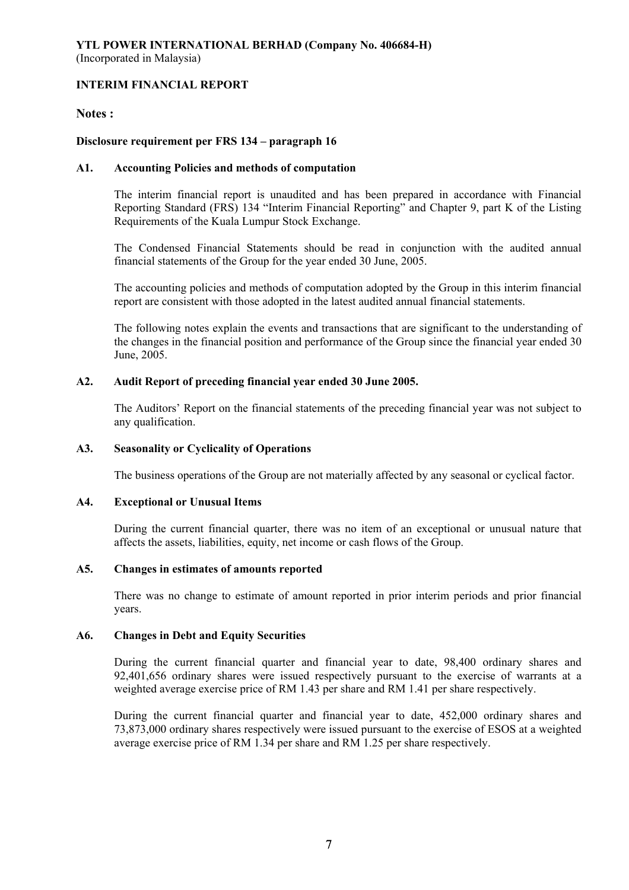**YTL POWER INTERNATIONAL BERHAD (Company No. 406684-H)**
(Incorporated in Malaysia)

**INTERIM FINANCIAL REPORT**

**Notes :**

**Disclosure requirement per FRS 134 – paragraph 16**

**A1. Accounting Policies and methods of computation**

The interim financial report is unaudited and has been prepared in accordance with Financial Reporting Standard (FRS) 134 "Interim Financial Reporting" and Chapter 9, part K of the Listing Requirements of the Kuala Lumpur Stock Exchange.

The Condensed Financial Statements should be read in conjunction with the audited annual financial statements of the Group for the year ended 30 June, 2005.

The accounting policies and methods of computation adopted by the Group in this interim financial report are consistent with those adopted in the latest audited annual financial statements.

The following notes explain the events and transactions that are significant to the understanding of the changes in the financial position and performance of the Group since the financial year ended 30 June, 2005.

**A2. Audit Report of preceding financial year ended 30 June 2005.**

The Auditors' Report on the financial statements of the preceding financial year was not subject to any qualification.

**A3. Seasonality or Cyclicality of Operations**

The business operations of the Group are not materially affected by any seasonal or cyclical factor.

**A4. Exceptional or Unusual Items**

During the current financial quarter, there was no item of an exceptional or unusual nature that affects the assets, liabilities, equity, net income or cash flows of the Group.

**A5. Changes in estimates of amounts reported**

There was no change to estimate of amount reported in prior interim periods and prior financial years.

**A6. Changes in Debt and Equity Securities**

During the current financial quarter and financial year to date, 98,400 ordinary shares and 92,401,656 ordinary shares were issued respectively pursuant to the exercise of warrants at a weighted average exercise price of RM 1.43 per share and RM 1.41 per share respectively.

During the current financial quarter and financial year to date, 452,000 ordinary shares and 73,873,000 ordinary shares respectively were issued pursuant to the exercise of ESOS at a weighted average exercise price of RM 1.34 per share and RM 1.25 per share respectively.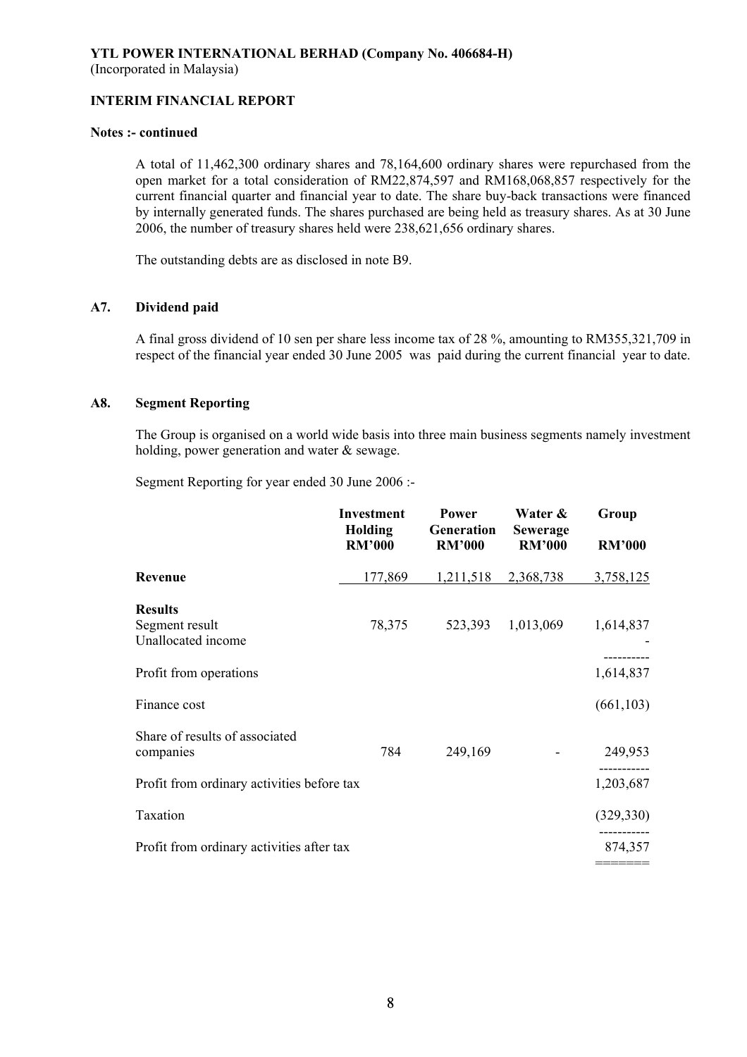YTL POWER INTERNATIONAL BERHAD (Company No. 406684-H)
(Incorporated in Malaysia)

**INTERIM FINANCIAL REPORT**

**Notes :- continued**

A total of 11,462,300 ordinary shares and 78,164,600 ordinary shares were repurchased from the open market for a total consideration of RM22,874,597 and RM168,068,857 respectively for the current financial quarter and financial year to date. The share buy-back transactions were financed by internally generated funds. The shares purchased are being held as treasury shares. As at 30 June 2006, the number of treasury shares held were 238,621,656 ordinary shares.

The outstanding debts are as disclosed in note B9.

## A7. Dividend paid

A final gross dividend of 10 sen per share less income tax of 28 %, amounting to RM355,321,709 in respect of the financial year ended 30 June 2005 was paid during the current financial year to date.

## A8. Segment Reporting

The Group is organised on a world wide basis into three main business segments namely investment holding, power generation and water & sewage.

Segment Reporting for year ended 30 June 2006 :-

| | Investment Holding RM'000 | Power Generation RM'000 | Water & Sewerage RM'000 | Group RM'000 |
|---|---|---|---|---|
| **Revenue** | 177,869 | 1,211,518 | 2,368,738 | 3,758,125 |
| **Results** | | | | |
| Segment result | 78,375 | 523,393 | 1,013,069 | 1,614,837 |
| Unallocated income | | | | - |
| Profit from operations | | | | 1,614,837 |
| Finance cost | | | | (661,103) |
| Share of results of associated companies | 784 | 249,169 | - | 249,953 |
| Profit from ordinary activities before tax | | | | 1,203,687 |
| Taxation | | | | (329,330) |
| Profit from ordinary activities after tax | | | | 874,357 |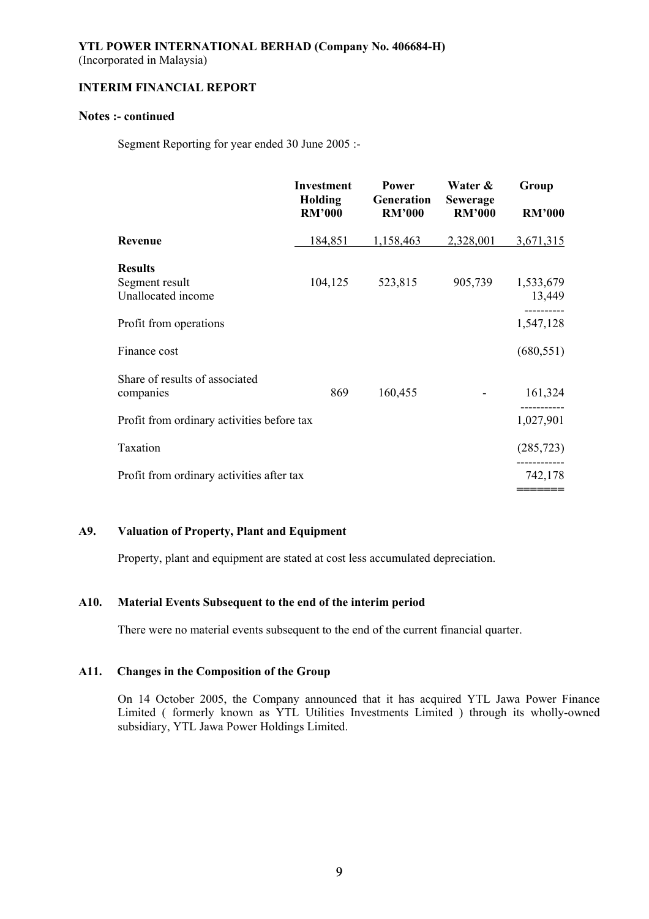**YTL POWER INTERNATIONAL BERHAD (Company No. 406684-H)**
(Incorporated in Malaysia)

**INTERIM FINANCIAL REPORT**

**Notes :- continued**

Segment Reporting for year ended 30 June 2005 :-

| | Investment Holding RM'000 | Power Generation RM'000 | Water & Sewerage RM'000 | Group RM'000 |
|---|---|---|---|---|
| **Revenue** | 184,851 | 1,158,463 | 2,328,001 | 3,671,315 |
| **Results** | | | | |
| Segment result | 104,125 | 523,815 | 905,739 | 1,533,679 |
| Unallocated income | | | | 13,449 |
| Profit from operations | | | | 1,547,128 |
| Finance cost | | | | (680,551) |
| Share of results of associated companies | 869 | 160,455 | - | 161,324 |
| Profit from ordinary activities before tax | | | | 1,027,901 |
| Taxation | | | | (285,723) |
| Profit from ordinary activities after tax | | | | 742,178 |

### A9. Valuation of Property, Plant and Equipment

Property, plant and equipment are stated at cost less accumulated depreciation.

### A10. Material Events Subsequent to the end of the interim period

There were no material events subsequent to the end of the current financial quarter.

### A11. Changes in the Composition of the Group

On 14 October 2005, the Company announced that it has acquired YTL Jawa Power Finance Limited ( formerly known as YTL Utilities Investments Limited ) through its wholly-owned subsidiary, YTL Jawa Power Holdings Limited.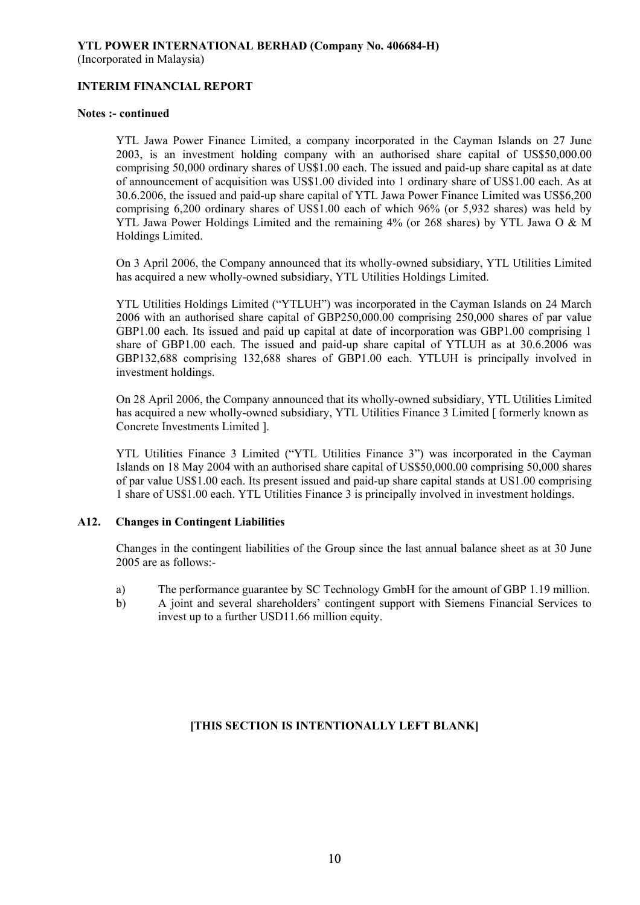**YTL POWER INTERNATIONAL BERHAD (Company No. 406684-H)**
(Incorporated in Malaysia)

**INTERIM FINANCIAL REPORT**

**Notes :- continued**

YTL Jawa Power Finance Limited, a company incorporated in the Cayman Islands on 27 June 2003, is an investment holding company with an authorised share capital of US$50,000.00 comprising 50,000 ordinary shares of US$1.00 each. The issued and paid-up share capital as at date of announcement of acquisition was US$1.00 divided into 1 ordinary share of US$1.00 each. As at 30.6.2006, the issued and paid-up share capital of YTL Jawa Power Finance Limited was US$6,200 comprising 6,200 ordinary shares of US$1.00 each of which 96% (or 5,932 shares) was held by YTL Jawa Power Holdings Limited and the remaining 4% (or 268 shares) by YTL Jawa O & M Holdings Limited.

On 3 April 2006, the Company announced that its wholly-owned subsidiary, YTL Utilities Limited has acquired a new wholly-owned subsidiary, YTL Utilities Holdings Limited.

YTL Utilities Holdings Limited ("YTLUH") was incorporated in the Cayman Islands on 24 March 2006 with an authorised share capital of GBP250,000.00 comprising 250,000 shares of par value GBP1.00 each. Its issued and paid up capital at date of incorporation was GBP1.00 comprising 1 share of GBP1.00 each. The issued and paid-up share capital of YTLUH as at 30.6.2006 was GBP132,688 comprising 132,688 shares of GBP1.00 each. YTLUH is principally involved in investment holdings.

On 28 April 2006, the Company announced that its wholly-owned subsidiary, YTL Utilities Limited has acquired a new wholly-owned subsidiary, YTL Utilities Finance 3 Limited [ formerly known as Concrete Investments Limited ].

YTL Utilities Finance 3 Limited ("YTL Utilities Finance 3") was incorporated in the Cayman Islands on 18 May 2004 with an authorised share capital of US$50,000.00 comprising 50,000 shares of par value US$1.00 each. Its present issued and paid-up share capital stands at US1.00 comprising 1 share of US$1.00 each. YTL Utilities Finance 3 is principally involved in investment holdings.

## A12. Changes in Contingent Liabilities

Changes in the contingent liabilities of the Group since the last annual balance sheet as at 30 June 2005 are as follows:-

a) The performance guarantee by SC Technology GmbH for the amount of GBP 1.19 million.
b) A joint and several shareholders' contingent support with Siemens Financial Services to invest up to a further USD11.66 million equity.

**[THIS SECTION IS INTENTIONALLY LEFT BLANK]**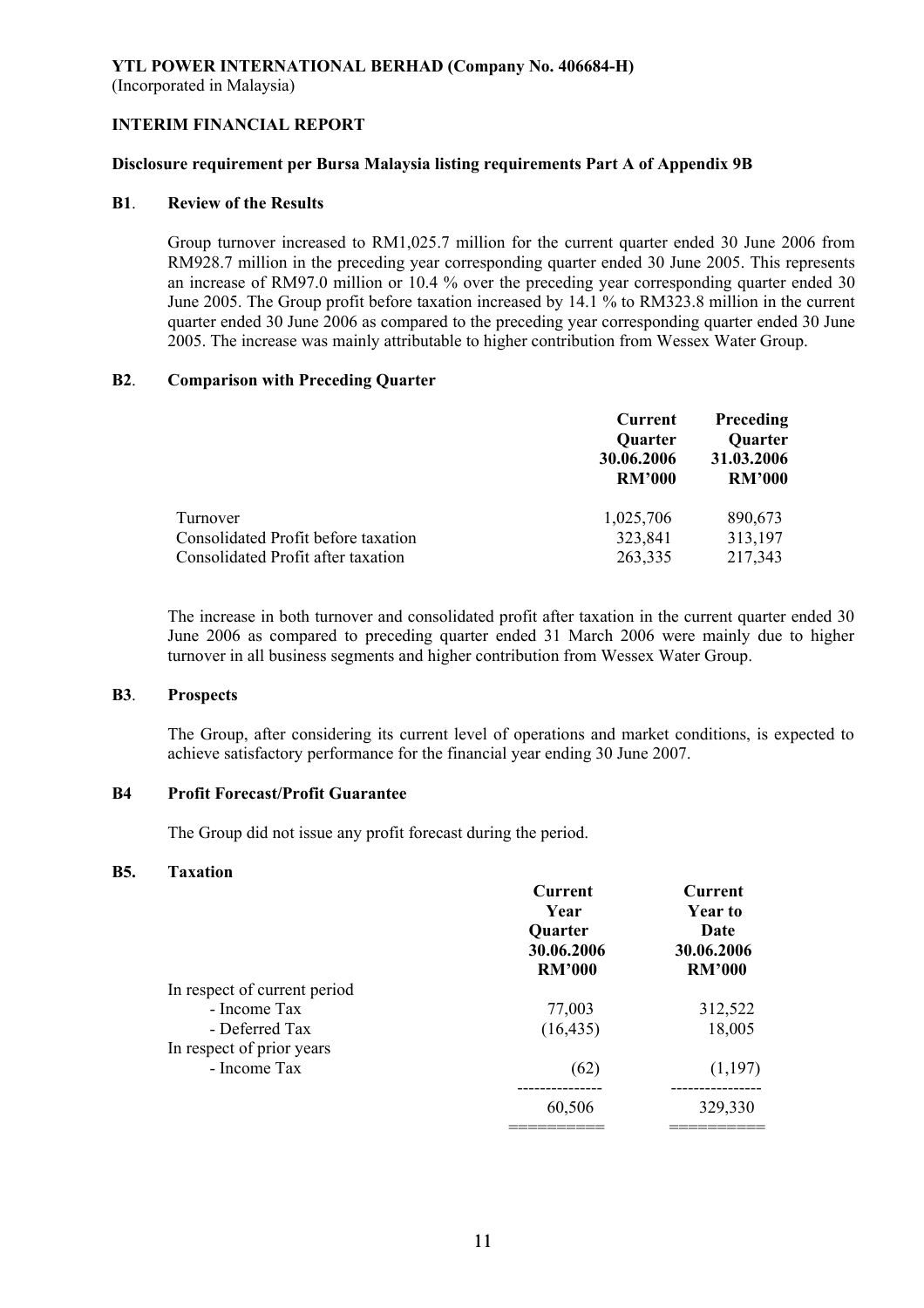**YTL POWER INTERNATIONAL BERHAD (Company No. 406684-H)**
(Incorporated in Malaysia)

**INTERIM FINANCIAL REPORT**

**Disclosure requirement per Bursa Malaysia listing requirements Part A of Appendix 9B**

**B1. Review of the Results**

Group turnover increased to RM1,025.7 million for the current quarter ended 30 June 2006 from RM928.7 million in the preceding year corresponding quarter ended 30 June 2005. This represents an increase of RM97.0 million or 10.4 % over the preceding year corresponding quarter ended 30 June 2005. The Group profit before taxation increased by 14.1 % to RM323.8 million in the current quarter ended 30 June 2006 as compared to the preceding year corresponding quarter ended 30 June 2005. The increase was mainly attributable to higher contribution from Wessex Water Group.

**B2. Comparison with Preceding Quarter**

| | Current Quarter 30.06.2006 RM'000 | Preceding Quarter 31.03.2006 RM'000 |
|---|---|---|
| Turnover | 1,025,706 | 890,673 |
| Consolidated Profit before taxation | 323,841 | 313,197 |
| Consolidated Profit after taxation | 263,335 | 217,343 |

The increase in both turnover and consolidated profit after taxation in the current quarter ended 30 June 2006 as compared to preceding quarter ended 31 March 2006 were mainly due to higher turnover in all business segments and higher contribution from Wessex Water Group.

**B3. Prospects**

The Group, after considering its current level of operations and market conditions, is expected to achieve satisfactory performance for the financial year ending 30 June 2007.

**B4 Profit Forecast/Profit Guarantee**

The Group did not issue any profit forecast during the period.

**B5. Taxation**

| | Current Year Quarter 30.06.2006 RM'000 | Current Year to Date 30.06.2006 RM'000 |
|---|---|---|
| In respect of current period | | |
| - Income Tax | 77,003 | 312,522 |
| - Deferred Tax | (16,435) | 18,005 |
| In respect of prior years | | |
| - Income Tax | (62) | (1,197) |
| | 60,506 | 329,330 |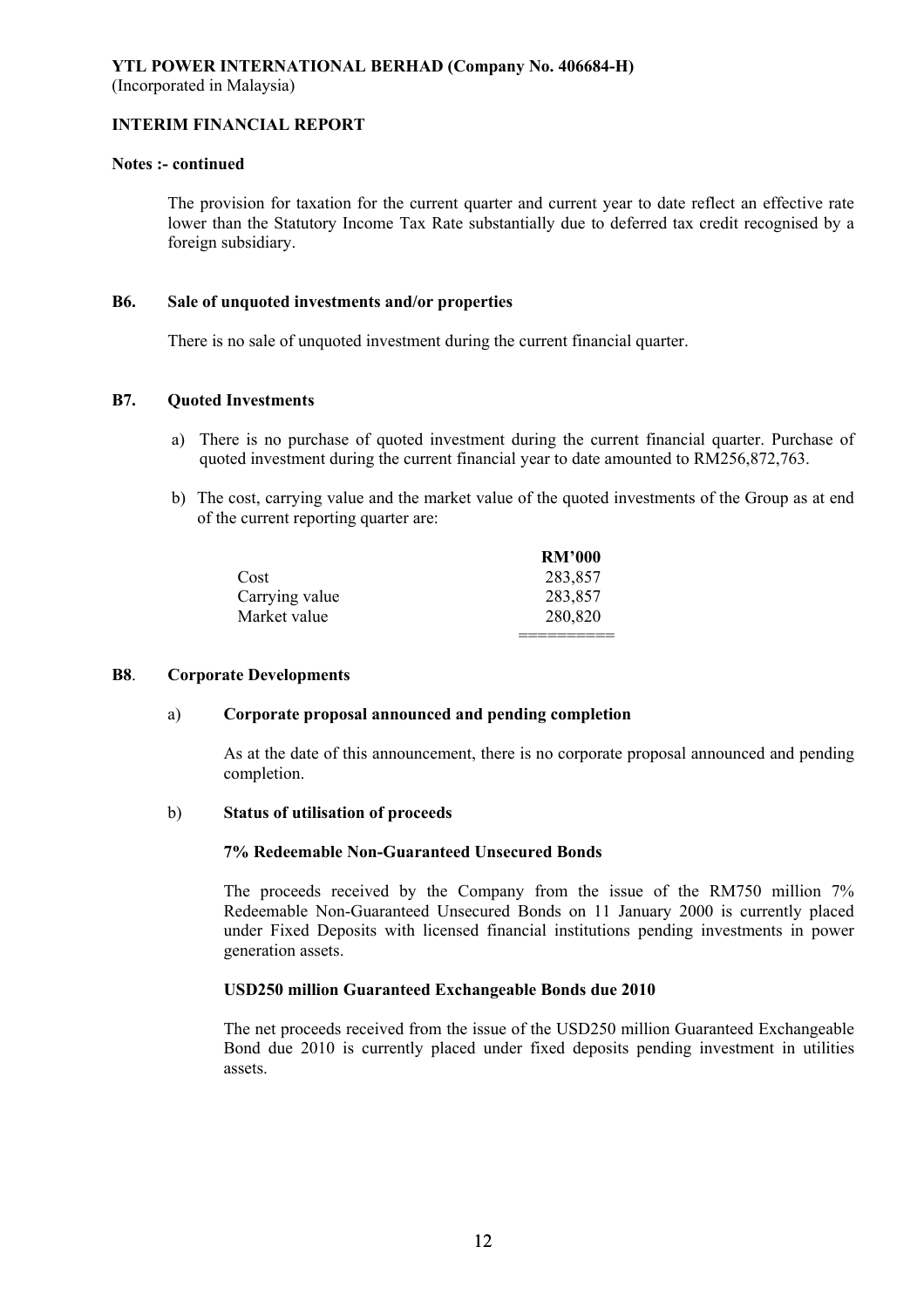**YTL POWER INTERNATIONAL BERHAD (Company No. 406684-H)**
(Incorporated in Malaysia)

**INTERIM FINANCIAL REPORT**

**Notes :- continued**

The provision for taxation for the current quarter and current year to date reflect an effective rate lower than the Statutory Income Tax Rate substantially due to deferred tax credit recognised by a foreign subsidiary.

**B6. Sale of unquoted investments and/or properties**

There is no sale of unquoted investment during the current financial quarter.

**B7. Quoted Investments**

a) There is no purchase of quoted investment during the current financial quarter. Purchase of quoted investment during the current financial year to date amounted to RM256,872,763.

b) The cost, carrying value and the market value of the quoted investments of the Group as at end of the current reporting quarter are:

| | **RM'000** |
|---|---|
| Cost | 283,857 |
| Carrying value | 283,857 |
| Market value | 280,820 |

**B8. Corporate Developments**

a) **Corporate proposal announced and pending completion**

As at the date of this announcement, there is no corporate proposal announced and pending completion.

b) **Status of utilisation of proceeds**

**7% Redeemable Non-Guaranteed Unsecured Bonds**

The proceeds received by the Company from the issue of the RM750 million 7% Redeemable Non-Guaranteed Unsecured Bonds on 11 January 2000 is currently placed under Fixed Deposits with licensed financial institutions pending investments in power generation assets.

**USD250 million Guaranteed Exchangeable Bonds due 2010**

The net proceeds received from the issue of the USD250 million Guaranteed Exchangeable Bond due 2010 is currently placed under fixed deposits pending investment in utilities assets.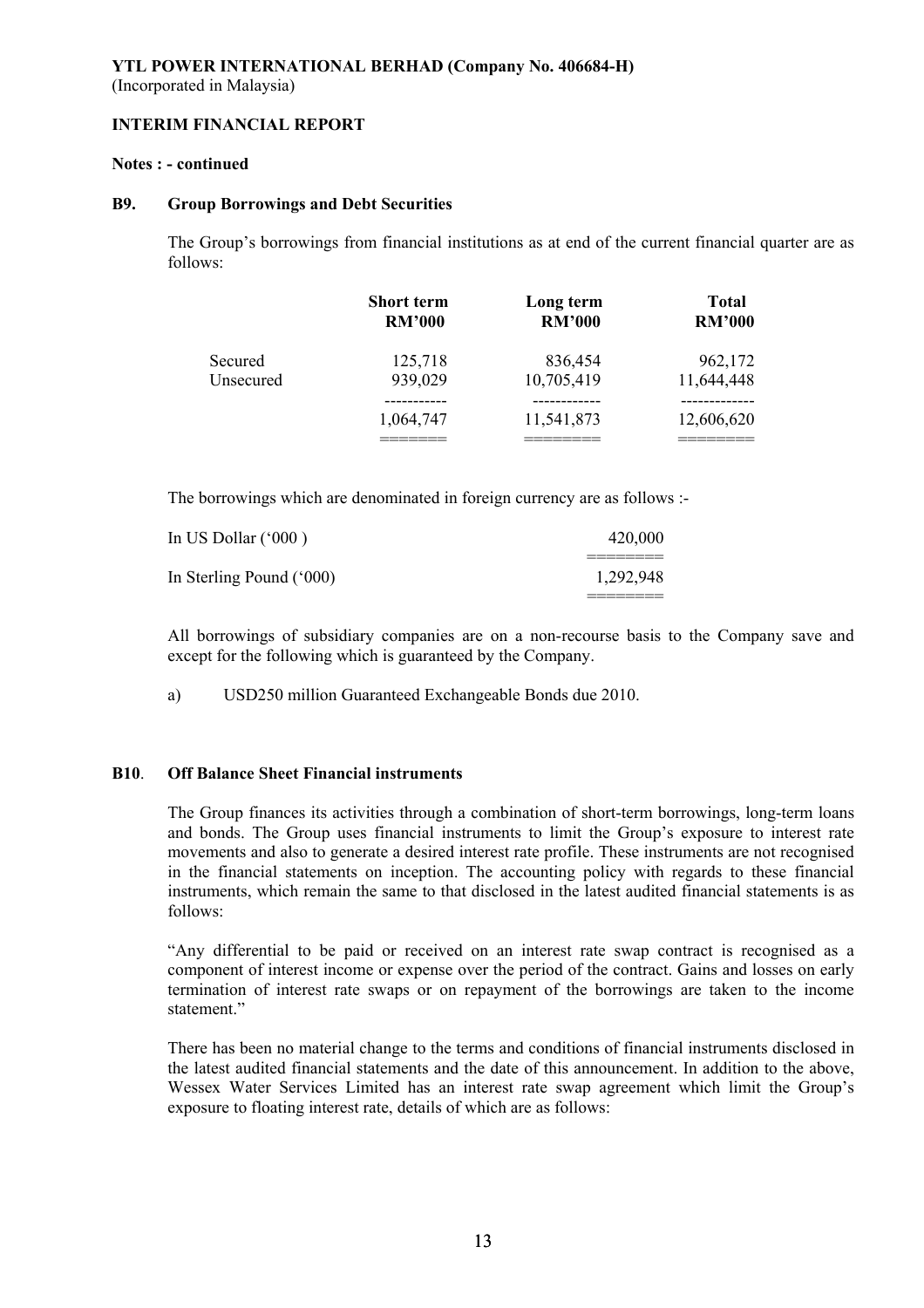**YTL POWER INTERNATIONAL BERHAD (Company No. 406684-H)**
(Incorporated in Malaysia)

**INTERIM FINANCIAL REPORT**

**Notes : - continued**

**B9. Group Borrowings and Debt Securities**

The Group's borrowings from financial institutions as at end of the current financial quarter are as follows:

| | Short term RM'000 | Long term RM'000 | Total RM'000 |
|---|---|---|---|
| Secured | 125,718 | 836,454 | 962,172 |
| Unsecured | 939,029 | 10,705,419 | 11,644,448 |
| | 1,064,747 | 11,541,873 | 12,606,620 |

The borrowings which are denominated in foreign currency are as follows :-

| | |
|---|---|
| In US Dollar ('000 ) | 420,000 |
| In Sterling Pound ('000) | 1,292,948 |

All borrowings of subsidiary companies are on a non-recourse basis to the Company save and except for the following which is guaranteed by the Company.

a) USD250 million Guaranteed Exchangeable Bonds due 2010.

**B10. Off Balance Sheet Financial instruments**

The Group finances its activities through a combination of short-term borrowings, long-term loans and bonds. The Group uses financial instruments to limit the Group's exposure to interest rate movements and also to generate a desired interest rate profile. These instruments are not recognised in the financial statements on inception. The accounting policy with regards to these financial instruments, which remain the same to that disclosed in the latest audited financial statements is as follows:

"Any differential to be paid or received on an interest rate swap contract is recognised as a component of interest income or expense over the period of the contract. Gains and losses on early termination of interest rate swaps or on repayment of the borrowings are taken to the income statement."

There has been no material change to the terms and conditions of financial instruments disclosed in the latest audited financial statements and the date of this announcement. In addition to the above, Wessex Water Services Limited has an interest rate swap agreement which limit the Group's exposure to floating interest rate, details of which are as follows: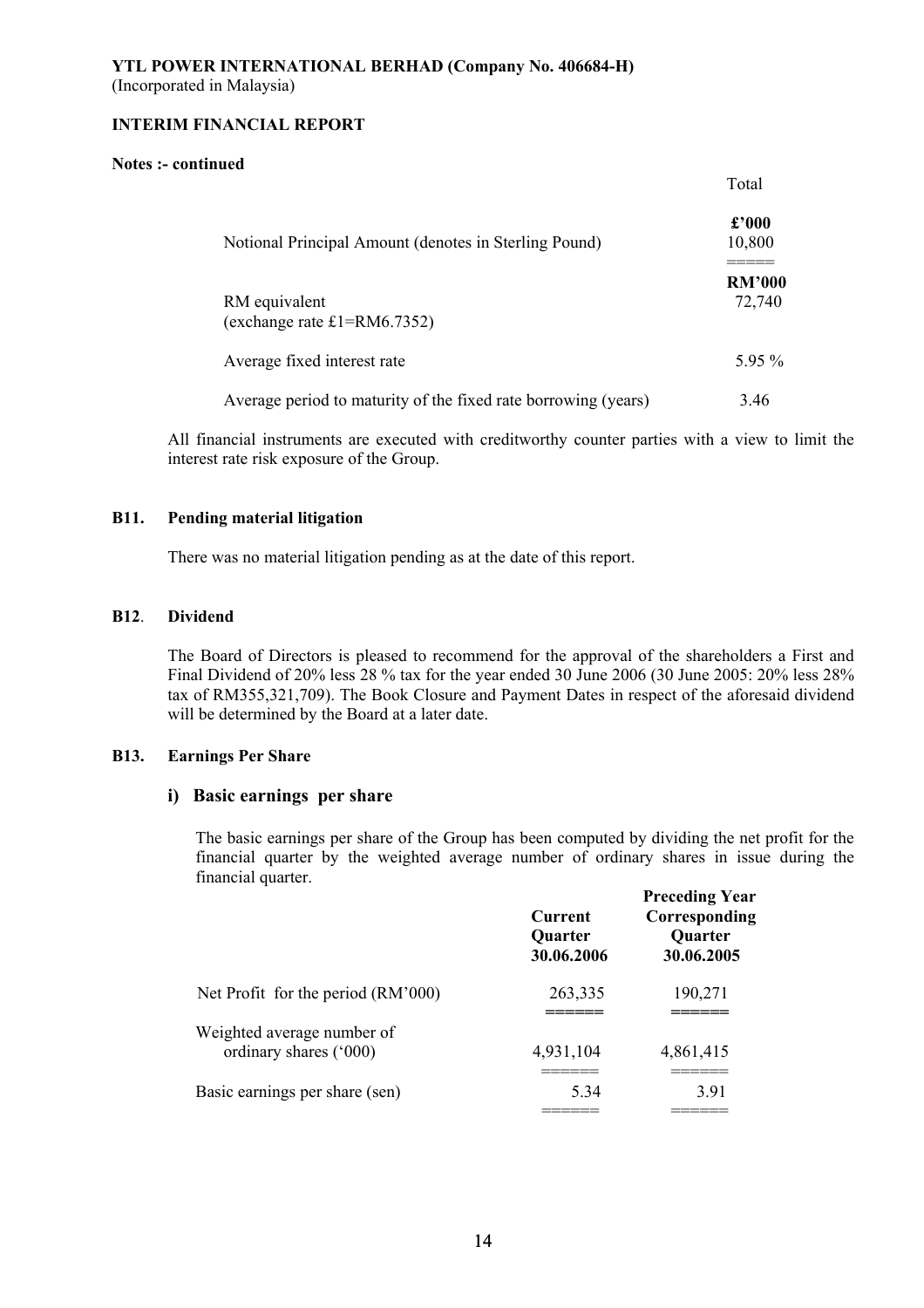**YTL POWER INTERNATIONAL BERHAD (Company No. 406684-H)**
(Incorporated in Malaysia)

**INTERIM FINANCIAL REPORT**

**Notes :- continued**

| | Total |
|---|---|
| | **£'000** |
| Notional Principal Amount (denotes in Sterling Pound) | 10,800 |
| | **RM'000** |
| RM equivalent (exchange rate £1=RM6.7352) | 72,740 |
| Average fixed interest rate | 5.95 % |
| Average period to maturity of the fixed rate borrowing (years) | 3.46 |

All financial instruments are executed with creditworthy counter parties with a view to limit the interest rate risk exposure of the Group.

## B11. Pending material litigation

There was no material litigation pending as at the date of this report.

## B12. Dividend

The Board of Directors is pleased to recommend for the approval of the shareholders a First and Final Dividend of 20% less 28 % tax for the year ended 30 June 2006 (30 June 2005: 20% less 28% tax of RM355,321,709). The Book Closure and Payment Dates in respect of the aforesaid dividend will be determined by the Board at a later date.

## B13. Earnings Per Share

### i) Basic earnings per share

The basic earnings per share of the Group has been computed by dividing the net profit for the financial quarter by the weighted average number of ordinary shares in issue during the financial quarter.

| | Current Quarter 30.06.2006 | Preceding Year Corresponding Quarter 30.06.2005 |
|---|---|---|
| Net Profit for the period (RM'000) | 263,335 | 190,271 |
| Weighted average number of ordinary shares ('000) | 4,931,104 | 4,861,415 |
| Basic earnings per share (sen) | 5.34 | 3.91 |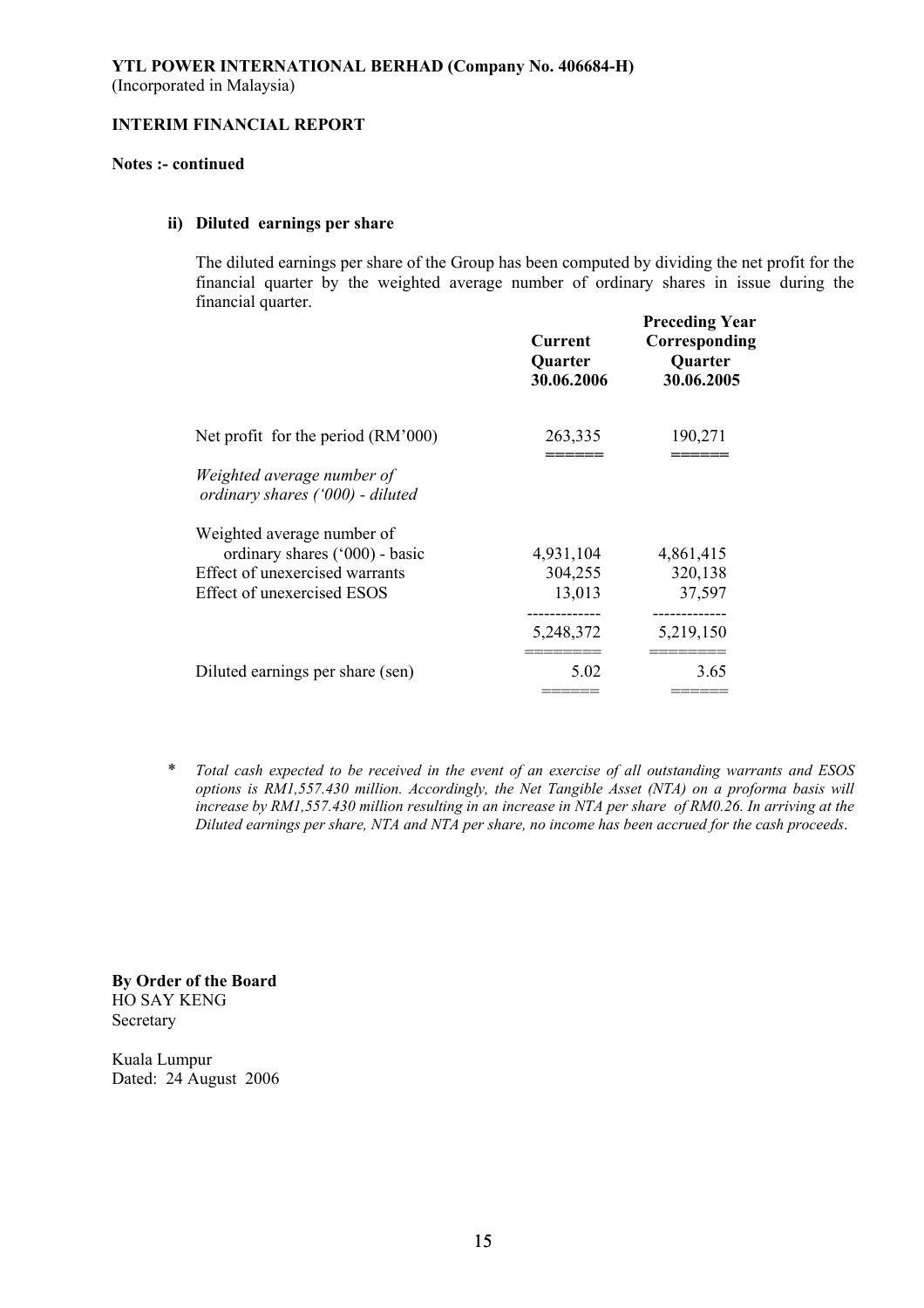**YTL POWER INTERNATIONAL BERHAD (Company No. 406684-H)**
(Incorporated in Malaysia)

**INTERIM FINANCIAL REPORT**

**Notes :- continued**

**ii) Diluted earnings per share**

The diluted earnings per share of the Group has been computed by dividing the net profit for the financial quarter by the weighted average number of ordinary shares in issue during the financial quarter.

| | Current Quarter 30.06.2006 | Preceding Year Corresponding Quarter 30.06.2005 |
|---|---|---|
| Net profit for the period (RM'000) | 263,335 | 190,271 |
| *Weighted average number of ordinary shares ('000) - diluted* | | |
| Weighted average number of ordinary shares ('000) - basic | 4,931,104 | 4,861,415 |
| Effect of unexercised warrants | 304,255 | 320,138 |
| Effect of unexercised ESOS | 13,013 | 37,597 |
| | 5,248,372 | 5,219,150 |
| Diluted earnings per share (sen) | 5.02 | 3.65 |

\* *Total cash expected to be received in the event of an exercise of all outstanding warrants and ESOS options is RM1,557.430 million. Accordingly, the Net Tangible Asset (NTA) on a proforma basis will increase by RM1,557.430 million resulting in an increase in NTA per share of RM0.26. In arriving at the Diluted earnings per share, NTA and NTA per share, no income has been accrued for the cash proceeds.*

**By Order of the Board**
HO SAY KENG
Secretary

Kuala Lumpur
Dated: 24 August 2006